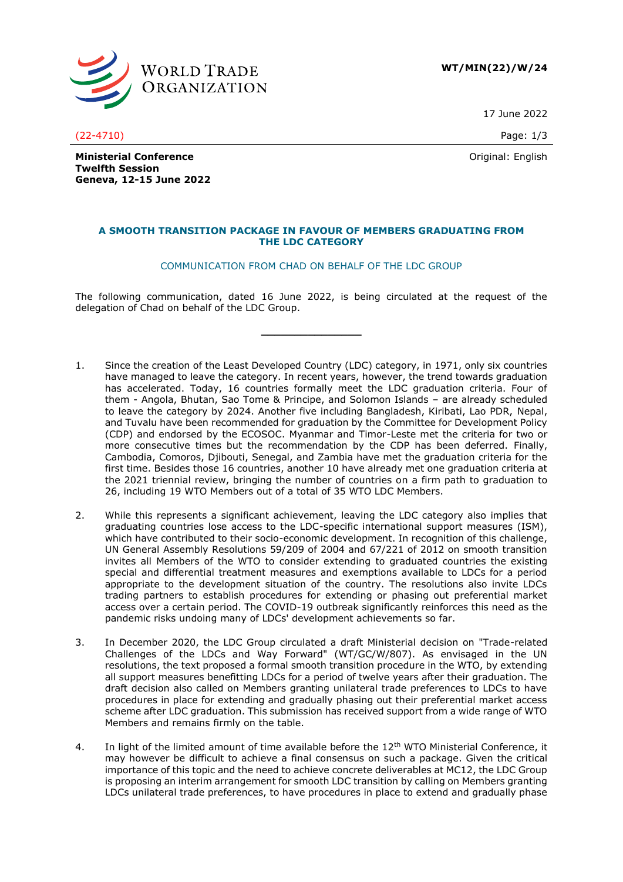**WT/MIN(22)/W/24**

17 June 2022

(22-4710)

Original: English

**Ministerial Conference**
**Twelfth Session**
**Geneva, 12-15 June 2022**

## A SMOOTH TRANSITION PACKAGE IN FAVOUR OF MEMBERS GRADUATING FROM THE LDC CATEGORY

COMMUNICATION FROM CHAD ON BEHALF OF THE LDC GROUP

The following communication, dated 16 June 2022, is being circulated at the request of the delegation of Chad on behalf of the LDC Group.

\_\_\_\_\_\_\_\_\_\_\_\_\_\_\_

1. Since the creation of the Least Developed Country (LDC) category, in 1971, only six countries have managed to leave the category. In recent years, however, the trend towards graduation has accelerated. Today, 16 countries formally meet the LDC graduation criteria. Four of them - Angola, Bhutan, Sao Tome & Principe, and Solomon Islands – are already scheduled to leave the category by 2024. Another five including Bangladesh, Kiribati, Lao PDR, Nepal, and Tuvalu have been recommended for graduation by the Committee for Development Policy (CDP) and endorsed by the ECOSOC. Myanmar and Timor-Leste met the criteria for two or more consecutive times but the recommendation by the CDP has been deferred. Finally, Cambodia, Comoros, Djibouti, Senegal, and Zambia have met the graduation criteria for the first time. Besides those 16 countries, another 10 have already met one graduation criteria at the 2021 triennial review, bringing the number of countries on a firm path to graduation to 26, including 19 WTO Members out of a total of 35 WTO LDC Members.

2. While this represents a significant achievement, leaving the LDC category also implies that graduating countries lose access to the LDC-specific international support measures (ISM), which have contributed to their socio-economic development. In recognition of this challenge, UN General Assembly Resolutions 59/209 of 2004 and 67/221 of 2012 on smooth transition invites all Members of the WTO to consider extending to graduated countries the existing special and differential treatment measures and exemptions available to LDCs for a period appropriate to the development situation of the country. The resolutions also invite LDCs trading partners to establish procedures for extending or phasing out preferential market access over a certain period. The COVID-19 outbreak significantly reinforces this need as the pandemic risks undoing many of LDCs' development achievements so far.

3. In December 2020, the LDC Group circulated a draft Ministerial decision on "Trade-related Challenges of the LDCs and Way Forward" (WT/GC/W/807). As envisaged in the UN resolutions, the text proposed a formal smooth transition procedure in the WTO, by extending all support measures benefitting LDCs for a period of twelve years after their graduation. The draft decision also called on Members granting unilateral trade preferences to LDCs to have procedures in place for extending and gradually phasing out their preferential market access scheme after LDC graduation. This submission has received support from a wide range of WTO Members and remains firmly on the table.

4. In light of the limited amount of time available before the 12th WTO Ministerial Conference, it may however be difficult to achieve a final consensus on such a package. Given the critical importance of this topic and the need to achieve concrete deliverables at MC12, the LDC Group is proposing an interim arrangement for smooth LDC transition by calling on Members granting LDCs unilateral trade preferences, to have procedures in place to extend and gradually phase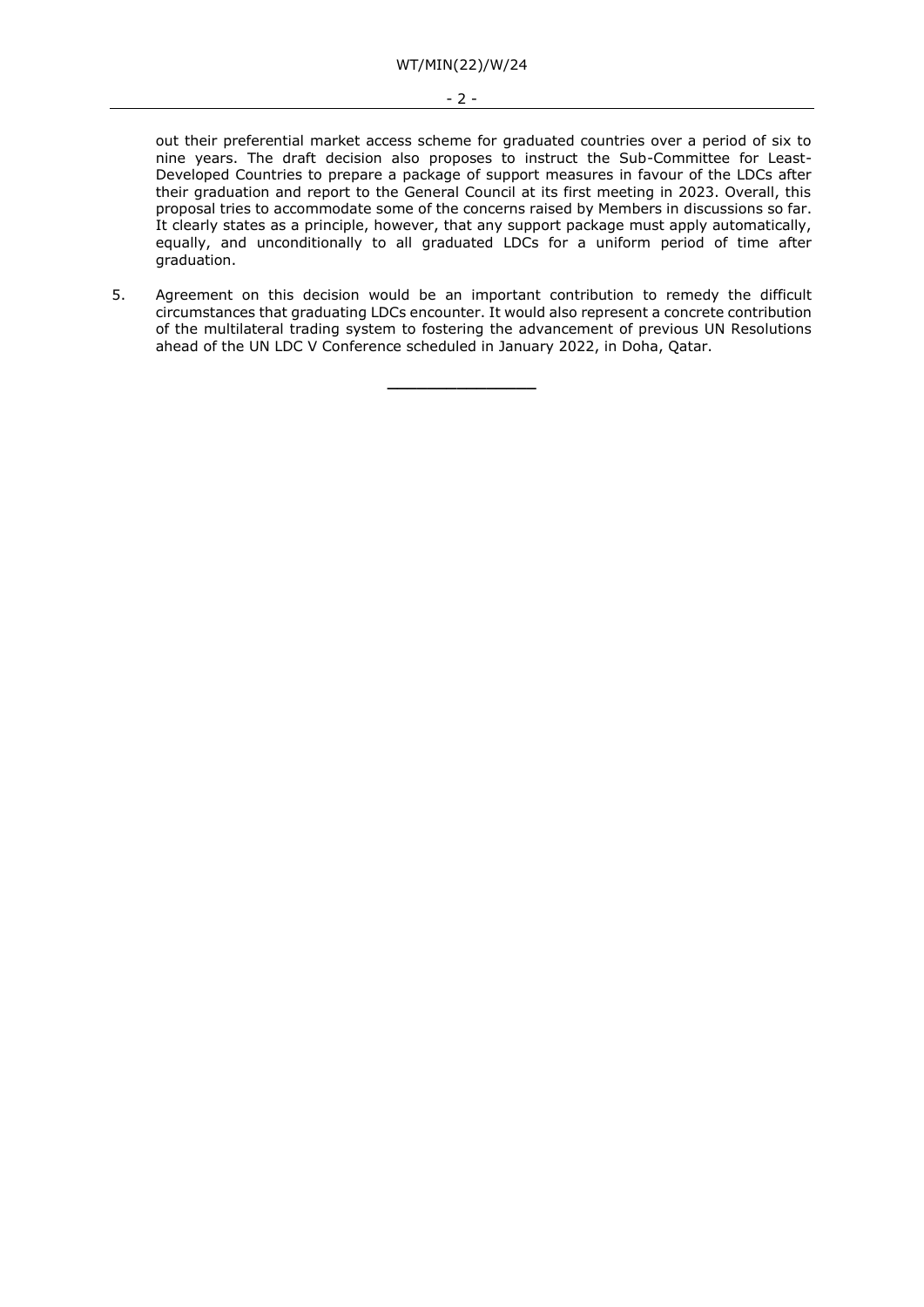out their preferential market access scheme for graduated countries over a period of six to nine years. The draft decision also proposes to instruct the Sub-Committee for Least-Developed Countries to prepare a package of support measures in favour of the LDCs after their graduation and report to the General Council at its first meeting in 2023. Overall, this proposal tries to accommodate some of the concerns raised by Members in discussions so far. It clearly states as a principle, however, that any support package must apply automatically, equally, and unconditionally to all graduated LDCs for a uniform period of time after graduation.

5. Agreement on this decision would be an important contribution to remedy the difficult circumstances that graduating LDCs encounter. It would also represent a concrete contribution of the multilateral trading system to fostering the advancement of previous UN Resolutions ahead of the UN LDC V Conference scheduled in January 2022, in Doha, Qatar.

---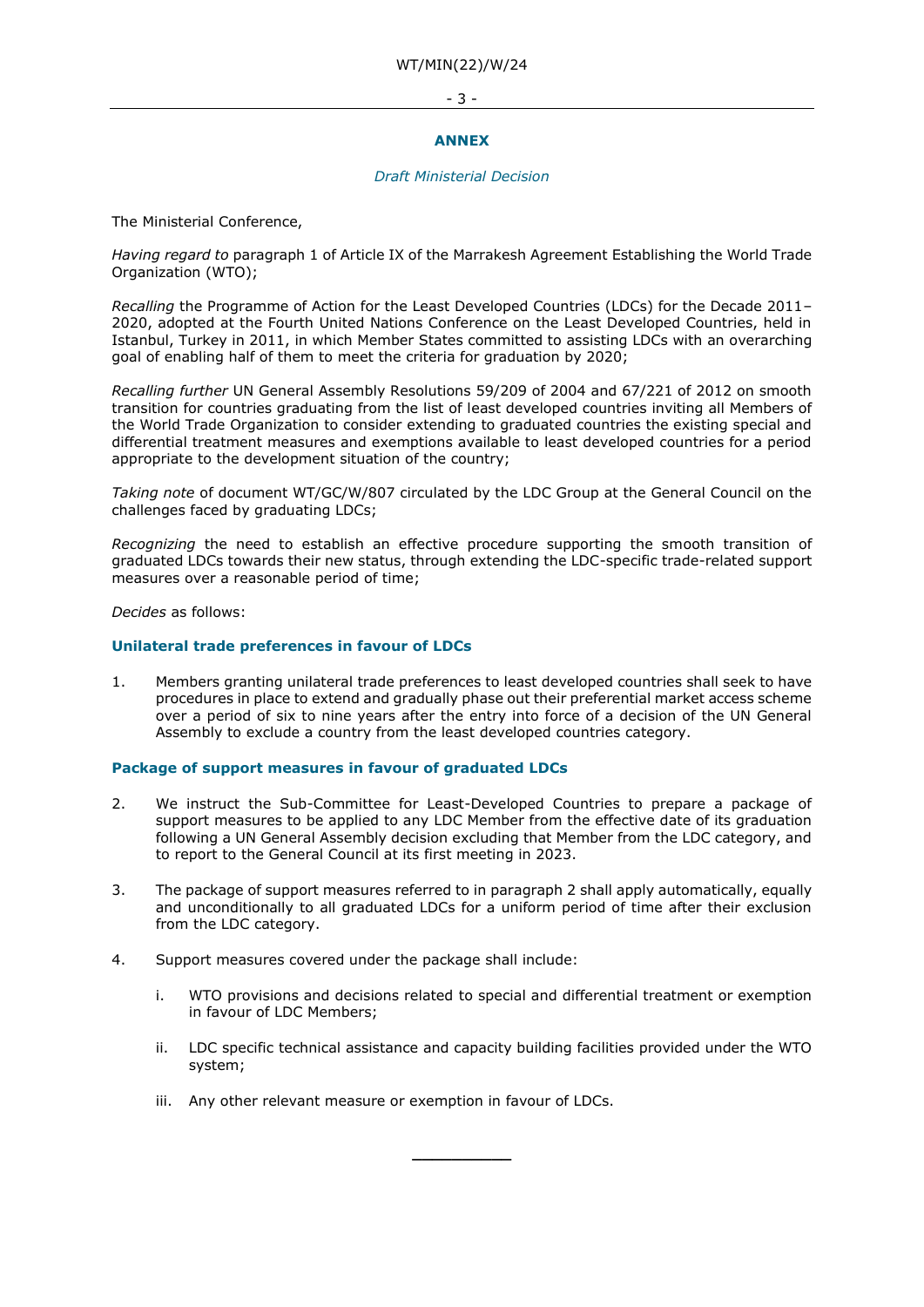## ANNEX

*Draft Ministerial Decision*

The Ministerial Conference,

*Having regard to* paragraph 1 of Article IX of the Marrakesh Agreement Establishing the World Trade Organization (WTO);

*Recalling* the Programme of Action for the Least Developed Countries (LDCs) for the Decade 2011–2020, adopted at the Fourth United Nations Conference on the Least Developed Countries, held in Istanbul, Turkey in 2011, in which Member States committed to assisting LDCs with an overarching goal of enabling half of them to meet the criteria for graduation by 2020;

*Recalling further* UN General Assembly Resolutions 59/209 of 2004 and 67/221 of 2012 on smooth transition for countries graduating from the list of least developed countries inviting all Members of the World Trade Organization to consider extending to graduated countries the existing special and differential treatment measures and exemptions available to least developed countries for a period appropriate to the development situation of the country;

*Taking note* of document WT/GC/W/807 circulated by the LDC Group at the General Council on the challenges faced by graduating LDCs;

*Recognizing* the need to establish an effective procedure supporting the smooth transition of graduated LDCs towards their new status, through extending the LDC-specific trade-related support measures over a reasonable period of time;

*Decides* as follows:

### Unilateral trade preferences in favour of LDCs

1. Members granting unilateral trade preferences to least developed countries shall seek to have procedures in place to extend and gradually phase out their preferential market access scheme over a period of six to nine years after the entry into force of a decision of the UN General Assembly to exclude a country from the least developed countries category.

### Package of support measures in favour of graduated LDCs

2. We instruct the Sub-Committee for Least-Developed Countries to prepare a package of support measures to be applied to any LDC Member from the effective date of its graduation following a UN General Assembly decision excluding that Member from the LDC category, and to report to the General Council at its first meeting in 2023.

3. The package of support measures referred to in paragraph 2 shall apply automatically, equally and unconditionally to all graduated LDCs for a uniform period of time after their exclusion from the LDC category.

4. Support measures covered under the package shall include:

   i. WTO provisions and decisions related to special and differential treatment or exemption in favour of LDC Members;

   ii. LDC specific technical assistance and capacity building facilities provided under the WTO system;

   iii. Any other relevant measure or exemption in favour of LDCs.

__________